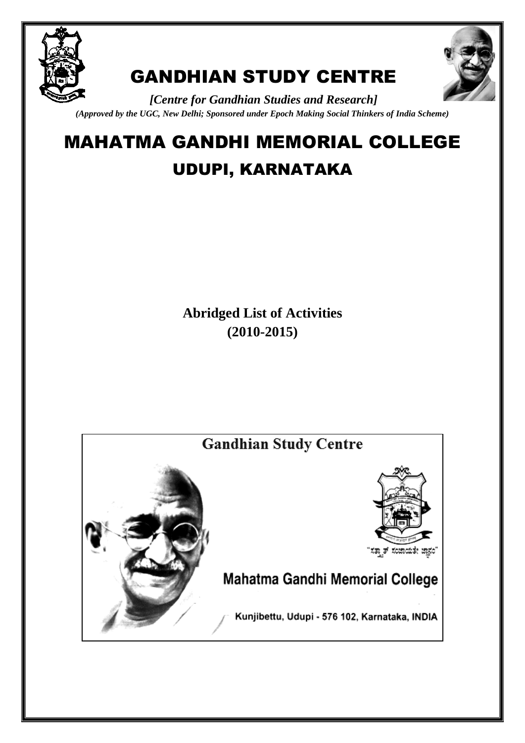# GANDHIAN STUDY CENTRE

*[Centre for Gandhian Studies and Research]*

***(Approved by the UGC, New Delhi; Sponsored under Epoch Making Social Thinkers of India Scheme)***

# MAHATMA GANDHI MEMORIAL COLLEGE

## UDUPI, KARNATAKA

**Abridged List of Activities**
**(2010-2015)**

Gandhian Study Centre

Mahatma Gandhi Memorial College

Kunjibettu, Udupi - 576 102, Karnataka, INDIA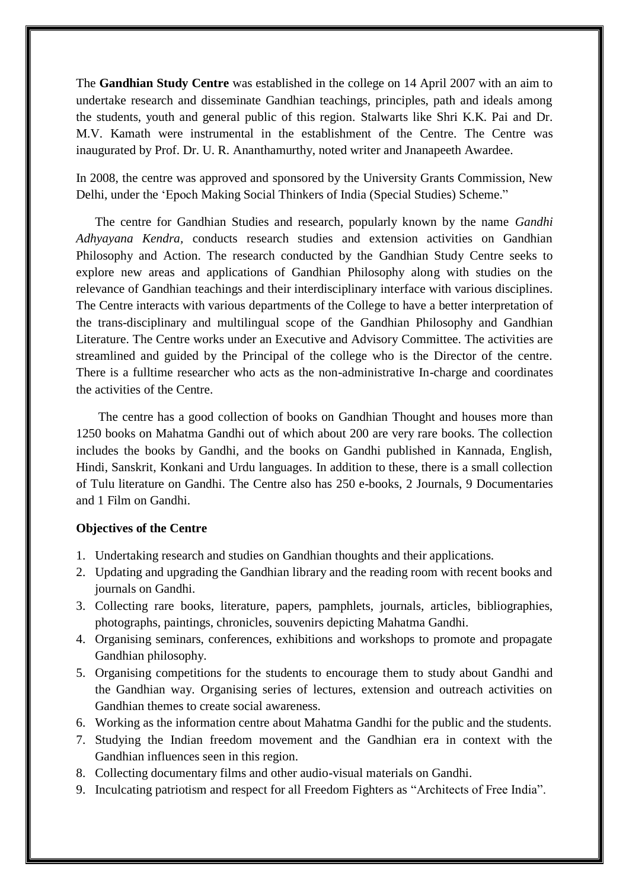The **Gandhian Study Centre** was established in the college on 14 April 2007 with an aim to undertake research and disseminate Gandhian teachings, principles, path and ideals among the students, youth and general public of this region. Stalwarts like Shri K.K. Pai and Dr. M.V. Kamath were instrumental in the establishment of the Centre. The Centre was inaugurated by Prof. Dr. U. R. Ananthamurthy, noted writer and Jnanapeeth Awardee.

In 2008, the centre was approved and sponsored by the University Grants Commission, New Delhi, under the 'Epoch Making Social Thinkers of India (Special Studies) Scheme."

The centre for Gandhian Studies and research, popularly known by the name *Gandhi Adhyayana Kendra,* conducts research studies and extension activities on Gandhian Philosophy and Action. The research conducted by the Gandhian Study Centre seeks to explore new areas and applications of Gandhian Philosophy along with studies on the relevance of Gandhian teachings and their interdisciplinary interface with various disciplines. The Centre interacts with various departments of the College to have a better interpretation of the trans-disciplinary and multilingual scope of the Gandhian Philosophy and Gandhian Literature. The Centre works under an Executive and Advisory Committee. The activities are streamlined and guided by the Principal of the college who is the Director of the centre. There is a fulltime researcher who acts as the non-administrative In-charge and coordinates the activities of the Centre.

The centre has a good collection of books on Gandhian Thought and houses more than 1250 books on Mahatma Gandhi out of which about 200 are very rare books. The collection includes the books by Gandhi, and the books on Gandhi published in Kannada, English, Hindi, Sanskrit, Konkani and Urdu languages. In addition to these, there is a small collection of Tulu literature on Gandhi. The Centre also has 250 e-books, 2 Journals, 9 Documentaries and 1 Film on Gandhi.

**Objectives of the Centre**

1. Undertaking research and studies on Gandhian thoughts and their applications.
2. Updating and upgrading the Gandhian library and the reading room with recent books and journals on Gandhi.
3. Collecting rare books, literature, papers, pamphlets, journals, articles, bibliographies, photographs, paintings, chronicles, souvenirs depicting Mahatma Gandhi.
4. Organising seminars, conferences, exhibitions and workshops to promote and propagate Gandhian philosophy.
5. Organising competitions for the students to encourage them to study about Gandhi and the Gandhian way. Organising series of lectures, extension and outreach activities on Gandhian themes to create social awareness.
6. Working as the information centre about Mahatma Gandhi for the public and the students.
7. Studying the Indian freedom movement and the Gandhian era in context with the Gandhian influences seen in this region.
8. Collecting documentary films and other audio-visual materials on Gandhi.
9. Inculcating patriotism and respect for all Freedom Fighters as "Architects of Free India".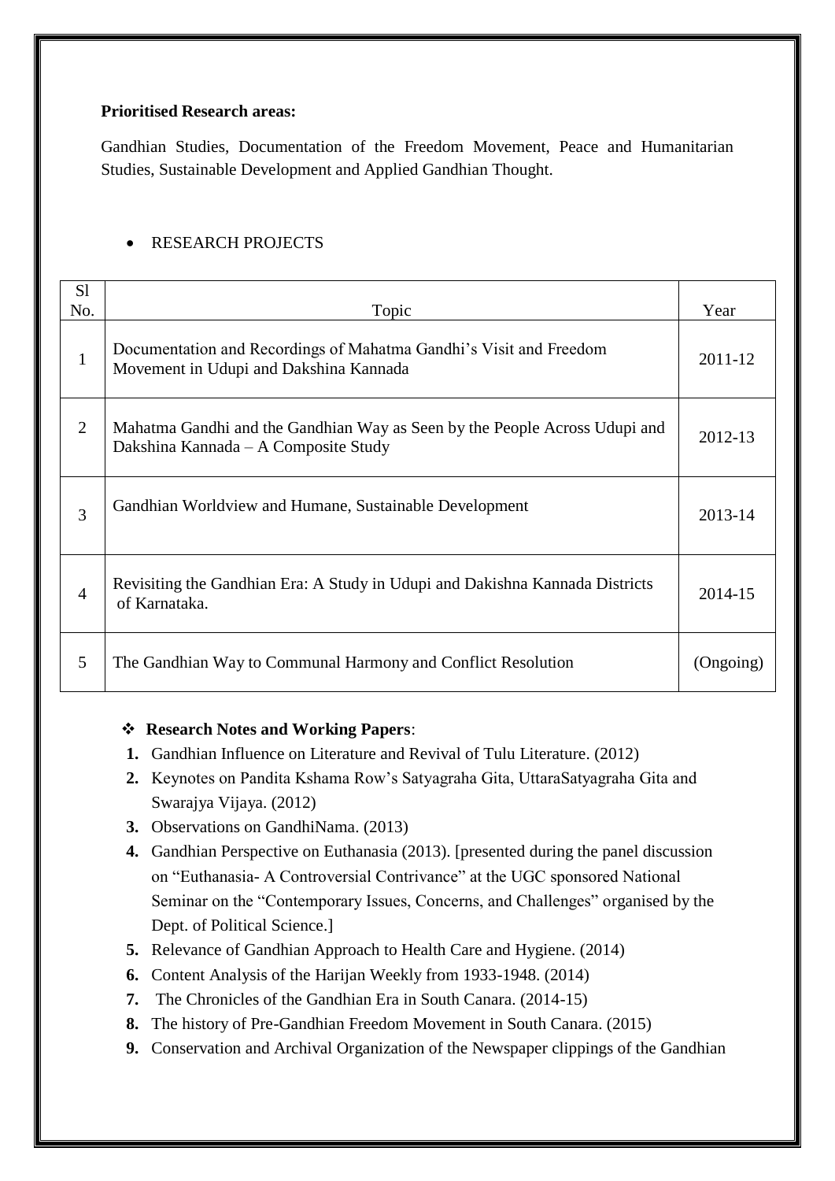**Prioritised Research areas:**

Gandhian Studies, Documentation of the Freedom Movement, Peace and Humanitarian Studies, Sustainable Development and Applied Gandhian Thought.

- RESEARCH PROJECTS

| Sl No. | Topic | Year |
|---|---|---|
| 1 | Documentation and Recordings of Mahatma Gandhi's Visit and Freedom Movement in Udupi and Dakshina Kannada | 2011-12 |
| 2 | Mahatma Gandhi and the Gandhian Way as Seen by the People Across Udupi and Dakshina Kannada – A Composite Study | 2012-13 |
| 3 | Gandhian Worldview and Humane, Sustainable Development | 2013-14 |
| 4 | Revisiting the Gandhian Era: A Study in Udupi and Dakishna Kannada Districts of Karnataka. | 2014-15 |
| 5 | The Gandhian Way to Communal Harmony and Conflict Resolution | (Ongoing) |

- **Research Notes and Working Papers**:

1. Gandhian Influence on Literature and Revival of Tulu Literature. (2012)
2. Keynotes on Pandita Kshama Row's Satyagraha Gita, UttaraSatyagraha Gita and Swarajya Vijaya. (2012)
3. Observations on GandhiNama. (2013)
4. Gandhian Perspective on Euthanasia (2013). [presented during the panel discussion on "Euthanasia- A Controversial Contrivance" at the UGC sponsored National Seminar on the "Contemporary Issues, Concerns, and Challenges" organised by the Dept. of Political Science.]
5. Relevance of Gandhian Approach to Health Care and Hygiene. (2014)
6. Content Analysis of the Harijan Weekly from 1933-1948. (2014)
7. The Chronicles of the Gandhian Era in South Canara. (2014-15)
8. The history of Pre-Gandhian Freedom Movement in South Canara. (2015)
9. Conservation and Archival Organization of the Newspaper clippings of the Gandhian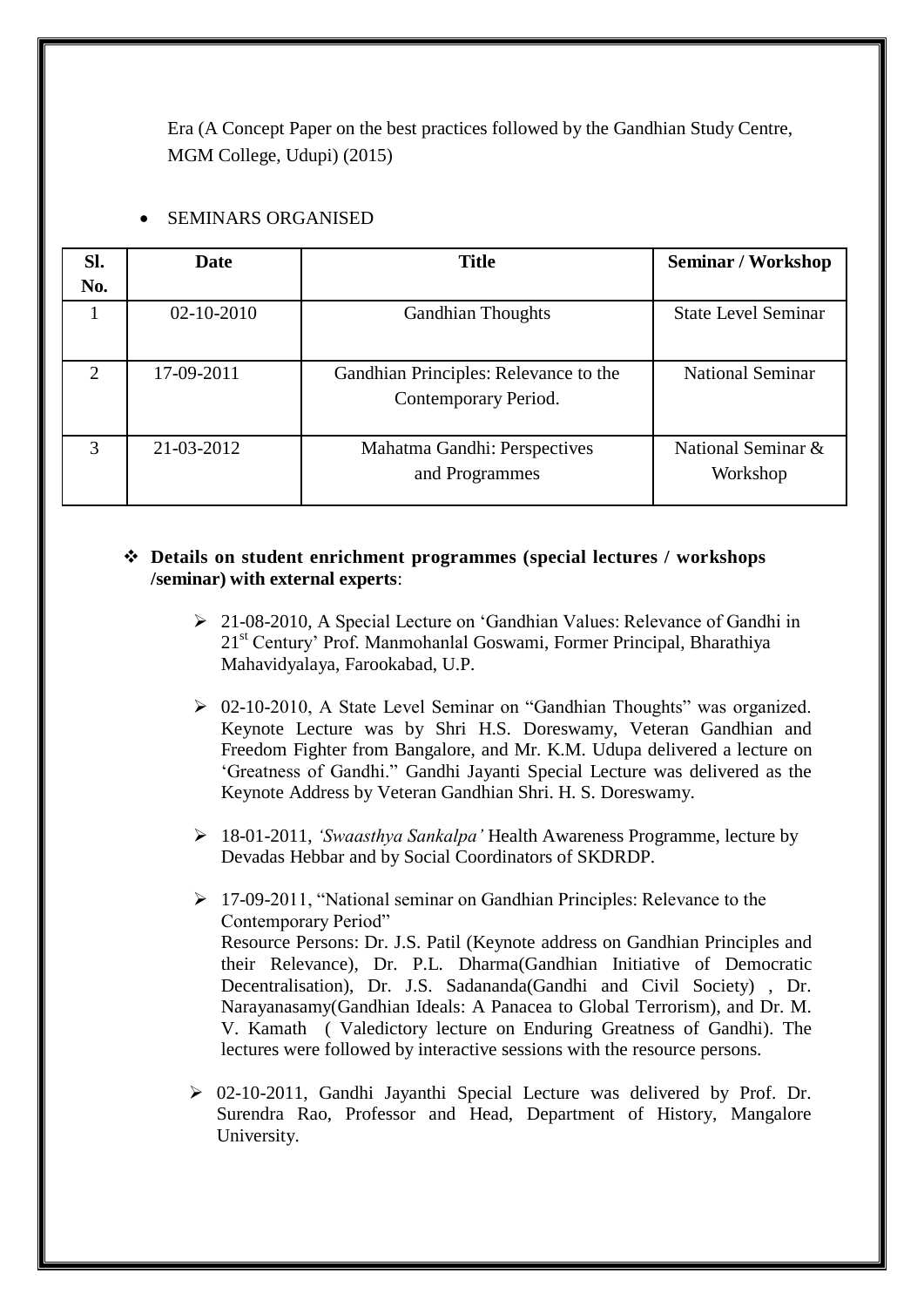Era (A Concept Paper on the best practices followed by the Gandhian Study Centre, MGM College, Udupi) (2015)

- SEMINARS ORGANISED

| Sl. No. | Date | Title | Seminar / Workshop |
|---|---|---|---|
| 1 | 02-10-2010 | Gandhian Thoughts | State Level Seminar |
| 2 | 17-09-2011 | Gandhian Principles: Relevance to the Contemporary Period. | National Seminar |
| 3 | 21-03-2012 | Mahatma Gandhi: Perspectives and Programmes | National Seminar & Workshop |

❖ **Details on student enrichment programmes (special lectures / workshops /seminar) with external experts**:

- 21-08-2010, A Special Lecture on 'Gandhian Values: Relevance of Gandhi in 21st Century' Prof. Manmohanlal Goswami, Former Principal, Bharathiya Mahavidyalaya, Farookabad, U.P.
- 02-10-2010, A State Level Seminar on "Gandhian Thoughts" was organized. Keynote Lecture was by Shri H.S. Doreswamy, Veteran Gandhian and Freedom Fighter from Bangalore, and Mr. K.M. Udupa delivered a lecture on 'Greatness of Gandhi." Gandhi Jayanti Special Lecture was delivered as the Keynote Address by Veteran Gandhian Shri. H. S. Doreswamy.
- 18-01-2011, *'Swaasthya Sankalpa'* Health Awareness Programme, lecture by Devadas Hebbar and by Social Coordinators of SKDRDP.
- 17-09-2011, "National seminar on Gandhian Principles: Relevance to the Contemporary Period"
  Resource Persons: Dr. J.S. Patil (Keynote address on Gandhian Principles and their Relevance), Dr. P.L. Dharma(Gandhian Initiative of Democratic Decentralisation), Dr. J.S. Sadananda(Gandhi and Civil Society) , Dr. Narayanasamy(Gandhian Ideals: A Panacea to Global Terrorism), and Dr. M. V. Kamath ( Valedictory lecture on Enduring Greatness of Gandhi). The lectures were followed by interactive sessions with the resource persons.
- 02-10-2011, Gandhi Jayanthi Special Lecture was delivered by Prof. Dr. Surendra Rao, Professor and Head, Department of History, Mangalore University.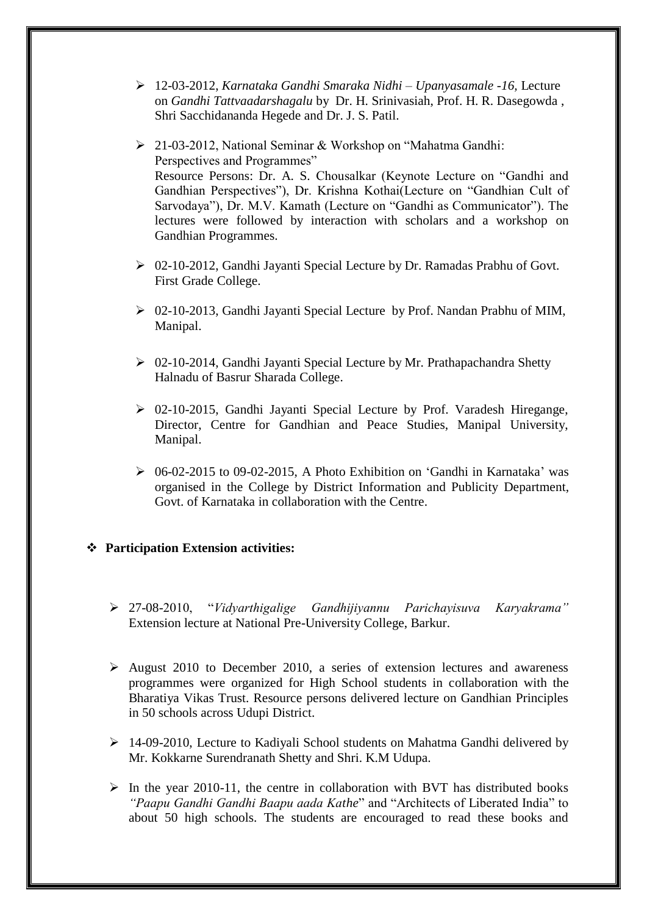- 12-03-2012, *Karnataka Gandhi Smaraka Nidhi – Upanyasamale -16,* Lecture on *Gandhi Tattvaadarshagalu* by Dr. H. Srinivasiah, Prof. H. R. Dasegowda , Shri Sacchidananda Hegede and Dr. J. S. Patil.

- 21-03-2012, National Seminar & Workshop on "Mahatma Gandhi: Perspectives and Programmes"
  Resource Persons: Dr. A. S. Chousalkar (Keynote Lecture on "Gandhi and Gandhian Perspectives"), Dr. Krishna Kothai(Lecture on "Gandhian Cult of Sarvodaya"), Dr. M.V. Kamath (Lecture on "Gandhi as Communicator"). The lectures were followed by interaction with scholars and a workshop on Gandhian Programmes.

- 02-10-2012, Gandhi Jayanti Special Lecture by Dr. Ramadas Prabhu of Govt. First Grade College.

- 02-10-2013, Gandhi Jayanti Special Lecture by Prof. Nandan Prabhu of MIM, Manipal.

- 02-10-2014, Gandhi Jayanti Special Lecture by Mr. Prathapachandra Shetty Halnadu of Basrur Sharada College.

- 02-10-2015, Gandhi Jayanti Special Lecture by Prof. Varadesh Hiregange, Director, Centre for Gandhian and Peace Studies, Manipal University, Manipal.

- 06-02-2015 to 09-02-2015, A Photo Exhibition on 'Gandhi in Karnataka' was organised in the College by District Information and Publicity Department, Govt. of Karnataka in collaboration with the Centre.

- **Participation Extension activities:**

- 27-08-2010, "*Vidyarthigalige Gandhijiyannu Parichayisuva Karyakrama"* Extension lecture at National Pre-University College, Barkur.

- August 2010 to December 2010, a series of extension lectures and awareness programmes were organized for High School students in collaboration with the Bharatiya Vikas Trust. Resource persons delivered lecture on Gandhian Principles in 50 schools across Udupi District.

- 14-09-2010, Lecture to Kadiyali School students on Mahatma Gandhi delivered by Mr. Kokkarne Surendranath Shetty and Shri. K.M Udupa.

- In the year 2010-11, the centre in collaboration with BVT has distributed books *"Paapu Gandhi Gandhi Baapu aada Kathe*" and "Architects of Liberated India" to about 50 high schools. The students are encouraged to read these books and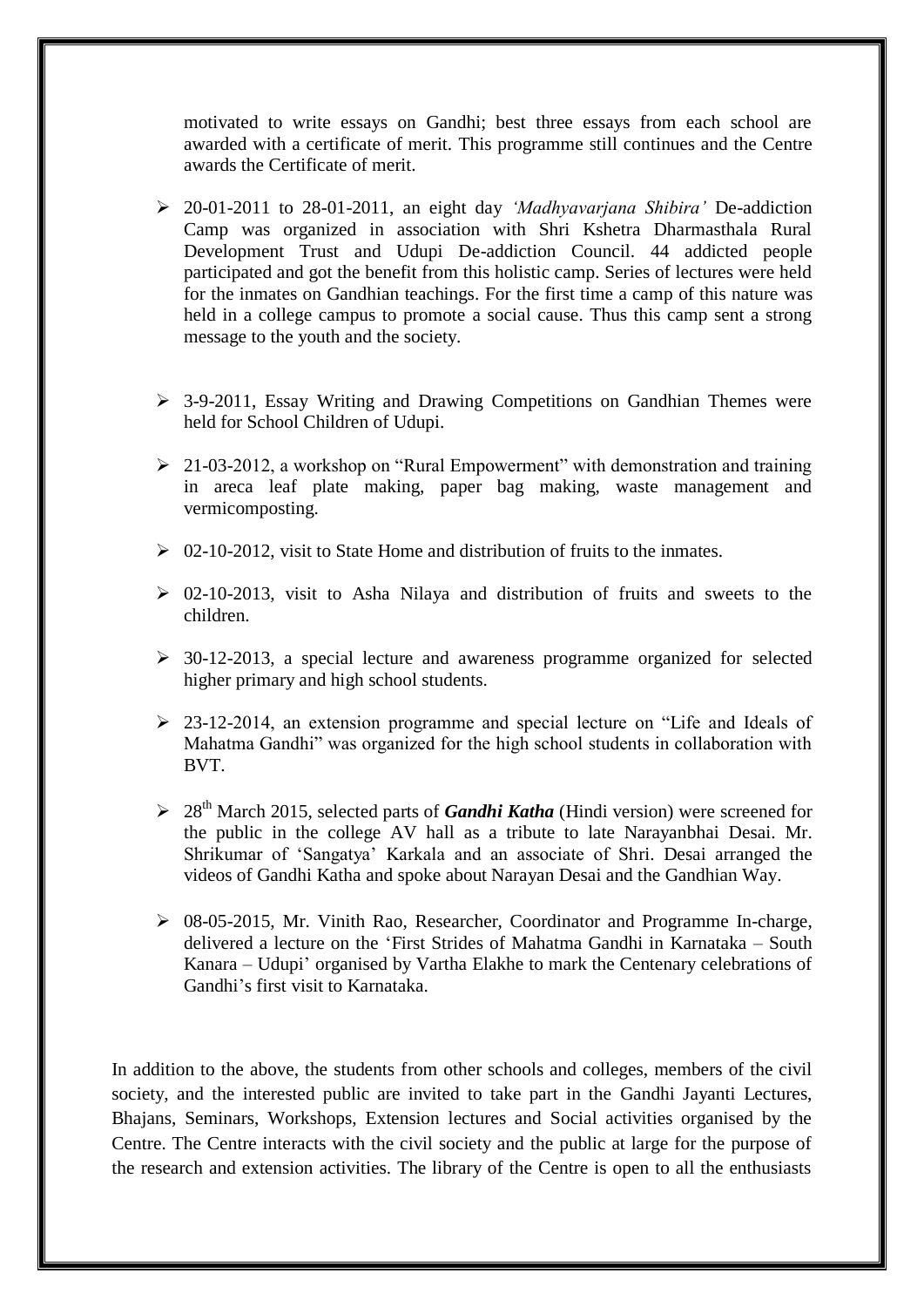motivated to write essays on Gandhi; best three essays from each school are awarded with a certificate of merit. This programme still continues and the Centre awards the Certificate of merit.

- 20-01-2011 to 28-01-2011, an eight day *'Madhyavarjana Shibira'* De-addiction Camp was organized in association with Shri Kshetra Dharmasthala Rural Development Trust and Udupi De-addiction Council. 44 addicted people participated and got the benefit from this holistic camp. Series of lectures were held for the inmates on Gandhian teachings. For the first time a camp of this nature was held in a college campus to promote a social cause. Thus this camp sent a strong message to the youth and the society.

- 3-9-2011, Essay Writing and Drawing Competitions on Gandhian Themes were held for School Children of Udupi.

- 21-03-2012, a workshop on "Rural Empowerment" with demonstration and training in areca leaf plate making, paper bag making, waste management and vermicomposting.

- 02-10-2012, visit to State Home and distribution of fruits to the inmates.

- 02-10-2013, visit to Asha Nilaya and distribution of fruits and sweets to the children.

- 30-12-2013, a special lecture and awareness programme organized for selected higher primary and high school students.

- 23-12-2014, an extension programme and special lecture on "Life and Ideals of Mahatma Gandhi" was organized for the high school students in collaboration with BVT.

- 28th March 2015, selected parts of ***Gandhi Katha*** (Hindi version) were screened for the public in the college AV hall as a tribute to late Narayanbhai Desai. Mr. Shrikumar of 'Sangatya' Karkala and an associate of Shri. Desai arranged the videos of Gandhi Katha and spoke about Narayan Desai and the Gandhian Way.

- 08-05-2015, Mr. Vinith Rao, Researcher, Coordinator and Programme In-charge, delivered a lecture on the 'First Strides of Mahatma Gandhi in Karnataka – South Kanara – Udupi' organised by Vartha Elakhe to mark the Centenary celebrations of Gandhi's first visit to Karnataka.

In addition to the above, the students from other schools and colleges, members of the civil society, and the interested public are invited to take part in the Gandhi Jayanti Lectures, Bhajans, Seminars, Workshops, Extension lectures and Social activities organised by the Centre. The Centre interacts with the civil society and the public at large for the purpose of the research and extension activities. The library of the Centre is open to all the enthusiasts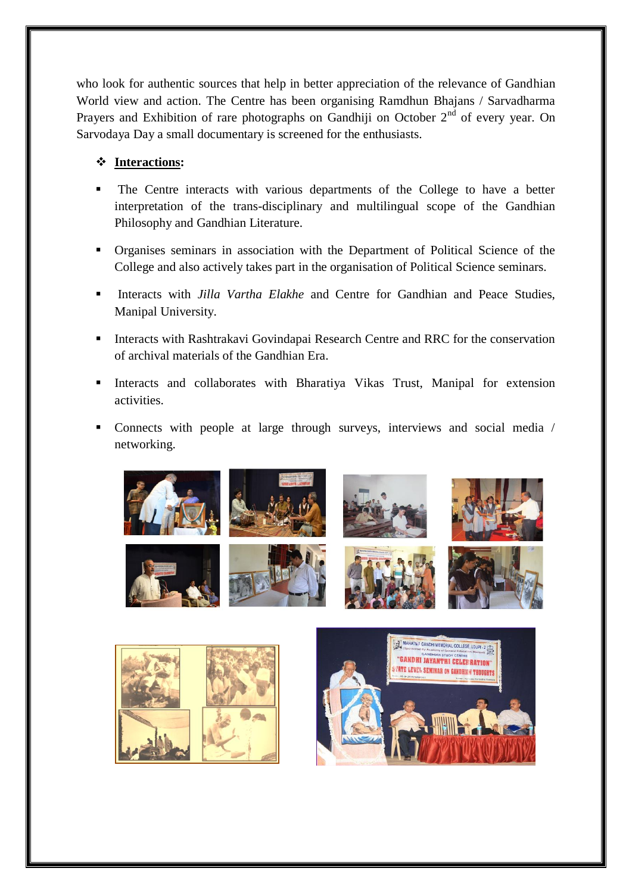who look for authentic sources that help in better appreciation of the relevance of Gandhian World view and action. The Centre has been organising Ramdhun Bhajans / Sarvadharma Prayers and Exhibition of rare photographs on Gandhiji on October 2nd of every year. On Sarvodaya Day a small documentary is screened for the enthusiasts.

- **Interactions:**

- The Centre interacts with various departments of the College to have a better interpretation of the trans-disciplinary and multilingual scope of the Gandhian Philosophy and Gandhian Literature.
- Organises seminars in association with the Department of Political Science of the College and also actively takes part in the organisation of Political Science seminars.
- Interacts with *Jilla Vartha Elakhe* and Centre for Gandhian and Peace Studies, Manipal University.
- Interacts with Rashtrakavi Govindapai Research Centre and RRC for the conservation of archival materials of the Gandhian Era.
- Interacts and collaborates with Bharatiya Vikas Trust, Manipal for extension activities.
- Connects with people at large through surveys, interviews and social media / networking.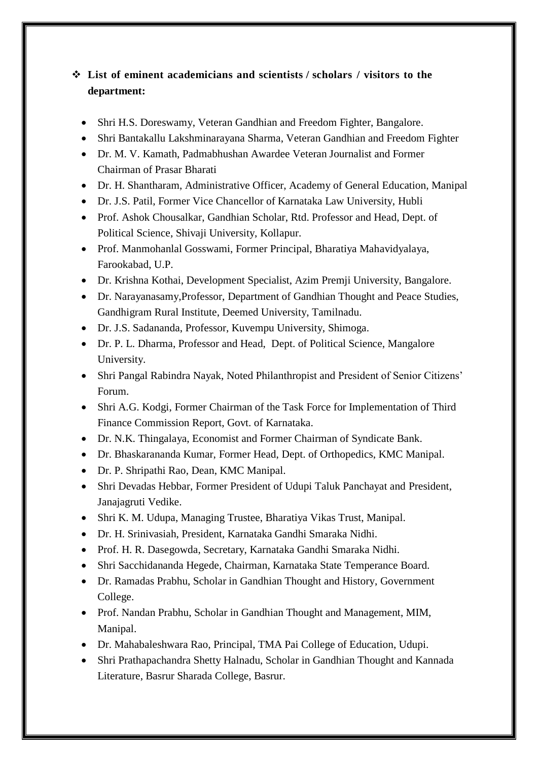- **List of eminent academicians and scientists / scholars / visitors to the department:**

  - Shri H.S. Doreswamy, Veteran Gandhian and Freedom Fighter, Bangalore.
  - Shri Bantakallu Lakshminarayana Sharma, Veteran Gandhian and Freedom Fighter
  - Dr. M. V. Kamath, Padmabhushan Awardee Veteran Journalist and Former Chairman of Prasar Bharati
  - Dr. H. Shantharam, Administrative Officer, Academy of General Education, Manipal
  - Dr. J.S. Patil, Former Vice Chancellor of Karnataka Law University, Hubli
  - Prof. Ashok Chousalkar, Gandhian Scholar, Rtd. Professor and Head, Dept. of Political Science, Shivaji University, Kollapur.
  - Prof. Manmohanlal Gosswami, Former Principal, Bharatiya Mahavidyalaya, Farookabad, U.P.
  - Dr. Krishna Kothai, Development Specialist, Azim Premji University, Bangalore.
  - Dr. Narayanasamy,Professor, Department of Gandhian Thought and Peace Studies, Gandhigram Rural Institute, Deemed University, Tamilnadu.
  - Dr. J.S. Sadananda, Professor, Kuvempu University, Shimoga.
  - Dr. P. L. Dharma, Professor and Head, Dept. of Political Science, Mangalore University.
  - Shri Pangal Rabindra Nayak, Noted Philanthropist and President of Senior Citizens' Forum.
  - Shri A.G. Kodgi, Former Chairman of the Task Force for Implementation of Third Finance Commission Report, Govt. of Karnataka.
  - Dr. N.K. Thingalaya, Economist and Former Chairman of Syndicate Bank.
  - Dr. Bhaskarananda Kumar, Former Head, Dept. of Orthopedics, KMC Manipal.
  - Dr. P. Shripathi Rao, Dean, KMC Manipal.
  - Shri Devadas Hebbar, Former President of Udupi Taluk Panchayat and President, Janajagruti Vedike.
  - Shri K. M. Udupa, Managing Trustee, Bharatiya Vikas Trust, Manipal.
  - Dr. H. Srinivasiah, President, Karnataka Gandhi Smaraka Nidhi.
  - Prof. H. R. Dasegowda, Secretary, Karnataka Gandhi Smaraka Nidhi.
  - Shri Sacchidananda Hegede, Chairman, Karnataka State Temperance Board.
  - Dr. Ramadas Prabhu, Scholar in Gandhian Thought and History, Government College.
  - Prof. Nandan Prabhu, Scholar in Gandhian Thought and Management, MIM, Manipal.
  - Dr. Mahabaleshwara Rao, Principal, TMA Pai College of Education, Udupi.
  - Shri Prathapachandra Shetty Halnadu, Scholar in Gandhian Thought and Kannada Literature, Basrur Sharada College, Basrur.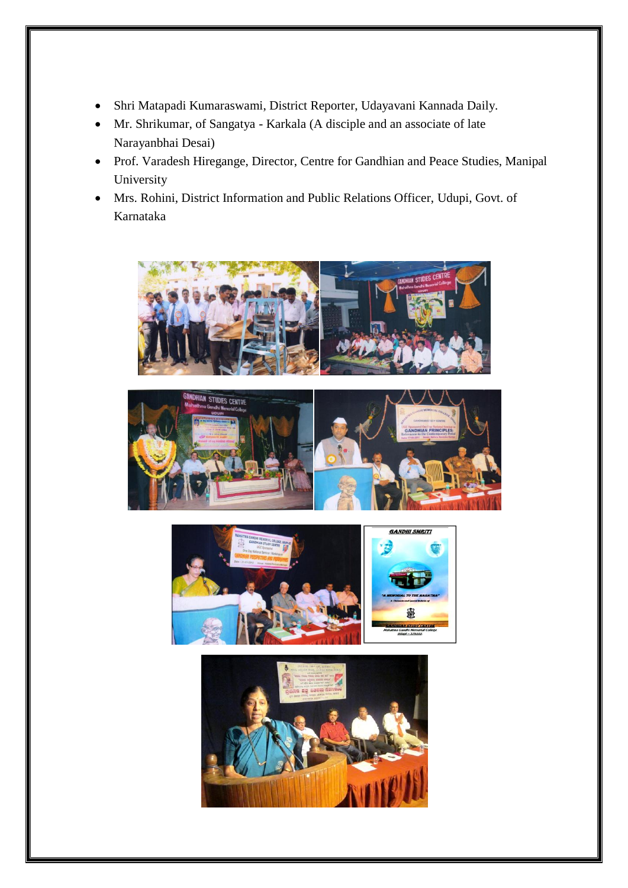- Shri Matapadi Kumaraswami, District Reporter, Udayavani Kannada Daily.
- Mr. Shrikumar, of Sangatya - Karkala (A disciple and an associate of late Narayanbhai Desai)
- Prof. Varadesh Hiregange, Director, Centre for Gandhian and Peace Studies, Manipal University
- Mrs. Rohini, District Information and Public Relations Officer, Udupi, Govt. of Karnataka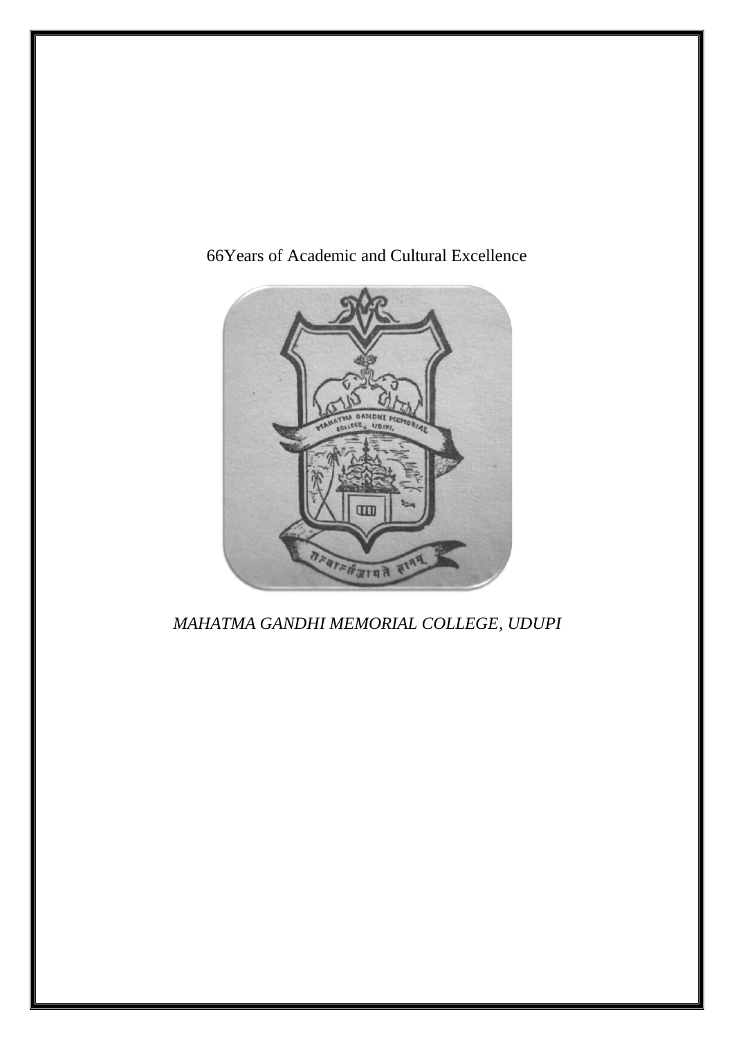66Years of Academic and Cultural Excellence

*MAHATMA GANDHI MEMORIAL COLLEGE, UDUPI*